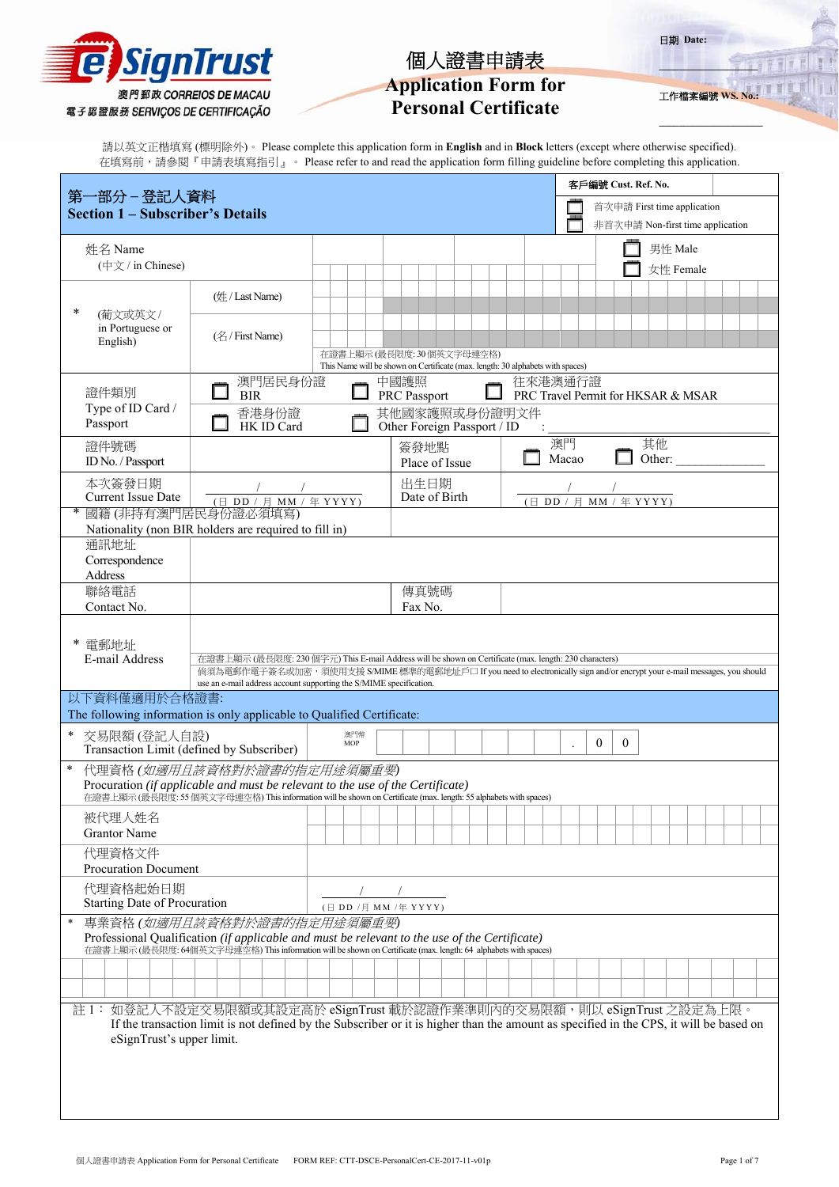eSignTrust
澳門郵政 CORREIOS DE MACAU
電子認證服務 SERVIÇOS DE CERTIFICAÇÃO

# 個人證書申請表
# Application Form for Personal Certificate

日期 Date: ____________

工作檔案編號 WS. No.: ____________

請以英文正楷填寫 (標明除外)。 Please complete this application form in **English** and in **Block** letters (except where otherwise specified).
在填寫前，請參閱『申請表填寫指引』。 Please refer to and read the application form filling guideline before completing this application.

## 第一部分 – 登記人資料 Section 1 – Subscriber's Details

客戶編號 Cust. Ref. No.: ____________

☐ 首次申請 First time application
☐ 非首次申請 Non-first time application

| | |
|---|---|
| 姓名 Name (中文 / in Chinese) | ☐ 男性 Male ☐ 女性 Female |
| * (葡文或英文 / in Portuguese or English) (姓 / Last Name) | |
| (名 / First Name) | |
| | 在證書上顯示 (最長限度: 30 個英文字母連空格) This Name will be shown on Certificate (max. length: 30 alphabets with spaces) |
| 證件類別 Type of ID Card / Passport | ☐ 澳門居民身份證 BIR ☐ 中國護照 PRC Passport ☐ 往來港澳通行證 PRC Travel Permit for HKSAR & MSAR ☐ 香港身份證 HK ID Card ☐ 其他國家護照或身份證明文件 Other Foreign Passport / ID : ____________ |
| 證件號碼 ID No. / Passport | 簽發地點 Place of Issue: ☐ 澳門 Macao ☐ 其他 Other: ____________ |
| 本次簽發日期 Current Issue Date: ___ / ___ / ___ (日 DD / 月 MM / 年 YYYY) | 出生日期 Date of Birth: ___ / ___ / ___ (日 DD / 月 MM / 年 YYYY) |
| * 國籍 (非持有澳門居民身份證必須填寫) Nationality (non BIR holders are required to fill in) | |
| 通訊地址 Correspondence Address | |
| 聯絡電話 Contact No. | 傳真號碼 Fax No. |
| * 電郵地址 E-mail Address | 在證書上顯示 (最長限度: 230 個字元) This E-mail Address will be shown on Certificate (max. length: 230 characters) 倘須為電郵作電子簽名或加密，須使用支援 S/MIME 標準的電郵地址戶口 If you need to electronically sign and/or encrypt your e-mail messages, you should use an e-mail address account supporting the S/MIME specification. |

### 以下資料僅適用於合格證書: The following information is only applicable to Qualified Certificate:

| | |
|---|---|
| * 交易限額 (登記人自設) Transaction Limit (defined by Subscriber) | 澳門幣 MOP ____________ . 0 0 |

\* 代理資格 *(如適用且該資格對於證書的指定用途須屬重要)*
Procuration *(if applicable and must be relevant to the use of the Certificate)*
在證書上顯示 (最長限度: 55 個英文字母連空格) This information will be shown on Certificate (max. length: 55 alphabets with spaces)

| | |
|---|---|
| 被代理人姓名 Grantor Name | |
| 代理資格文件 Procuration Document | |
| 代理資格起始日期 Starting Date of Procuration | ___ / ___ / ___ (日 DD / 月 MM / 年 YYYY) |

\* 專業資格 *(如適用且該資格對於證書的指定用途須屬重要)*
Professional Qualification *(if applicable and must be relevant to the use of the Certificate)*
在證書上顯示 (最長限度: 64個英文字母連空格) This information will be shown on Certificate (max. length: 64 alphabets with spaces)

註 1： 如登記人不設定交易限額或其設定高於 eSignTrust 載於認證作業準則內的交易限額，則以 eSignTrust 之設定為上限。
If the transaction limit is not defined by the Subscriber or it is higher than the amount as specified in the CPS, it will be based on eSignTrust's upper limit.

個人證書申請表 Application Form for Personal Certificate FORM REF: CTT-DSCE-PersonalCert-CE-2017-11-v01p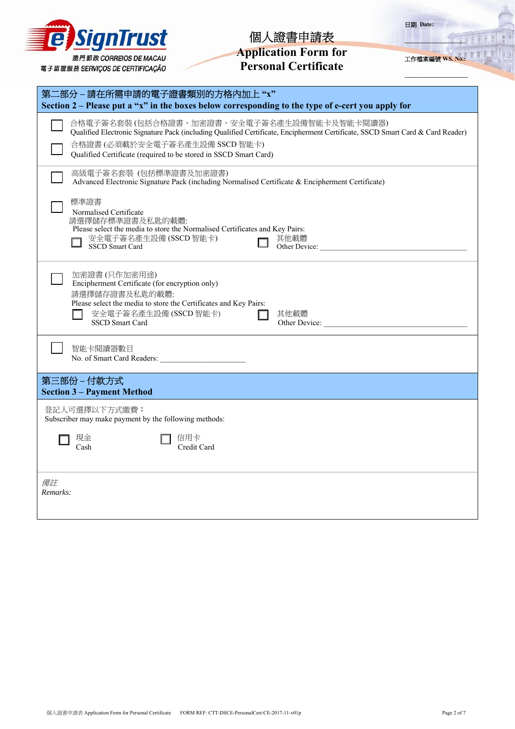e SignTrust
澳門郵政 CORREIOS DE MACAU
電子認證服務 SERVIÇOS DE CERTIFICAÇÃO

# 個人證書申請表
# Application Form for Personal Certificate

日期 Date: ______________

工作檔案編號 WS. No.: ______________

## 第二部份 – 請在所需申請的電子證書類別的方格內加上 “x”
## Section 2 – Please put a “x” in the boxes below corresponding to the type of e-cert you apply for

☐ 合格電子簽名套裝 (包括合格證書、加密證書、安全電子簽名產生設備智能卡及智能卡閱讀器)
Qualified Electronic Signature Pack (including Qualified Certificate, Encipherment Certificate, SSCD Smart Card & Card Reader)

☐ 合格證書 (必須載於安全電子簽名產生設備 SSCD 智能卡)
Qualified Certificate (required to be stored in SSCD Smart Card)

☐ 高級電子簽名套裝 (包括標準證書及加密證書)
Advanced Electronic Signature Pack (including Normalised Certificate & Encipherment Certificate)

☐ 標準證書
Normalised Certificate
請選擇儲存標準證書及私匙的載體:
Please select the media to store the Normalised Certificates and Key Pairs:
☐ 安全電子簽名產生設備 (SSCD 智能卡) SSCD Smart Card ☐ 其他載體 Other Device: ______________________________

☐ 加密證書 (只作加密用途)
Encipherment Certificate (for encryption only)
請選擇儲存證書及私匙的載體:
Please select the media to store the Certificates and Key Pairs:
☐ 安全電子簽名產生設備 (SSCD 智能卡) SSCD Smart Card ☐ 其他載體 Other Device: ______________________________

☐ 智能卡閱讀器數目
No. of Smart Card Readers: ____________________

## 第三部份 – 付款方式
## Section 3 – Payment Method

登記人可選擇以下方式繳費：
Subscriber may make payment by the following methods:

☐ 現金 Cash ☐ 信用卡 Credit Card

*備註*
*Remarks:*

個人證書申請表 Application Form for Personal Certificate FORM REF: CTT-DSCE-PersonalCert-CE-2017-11-v01p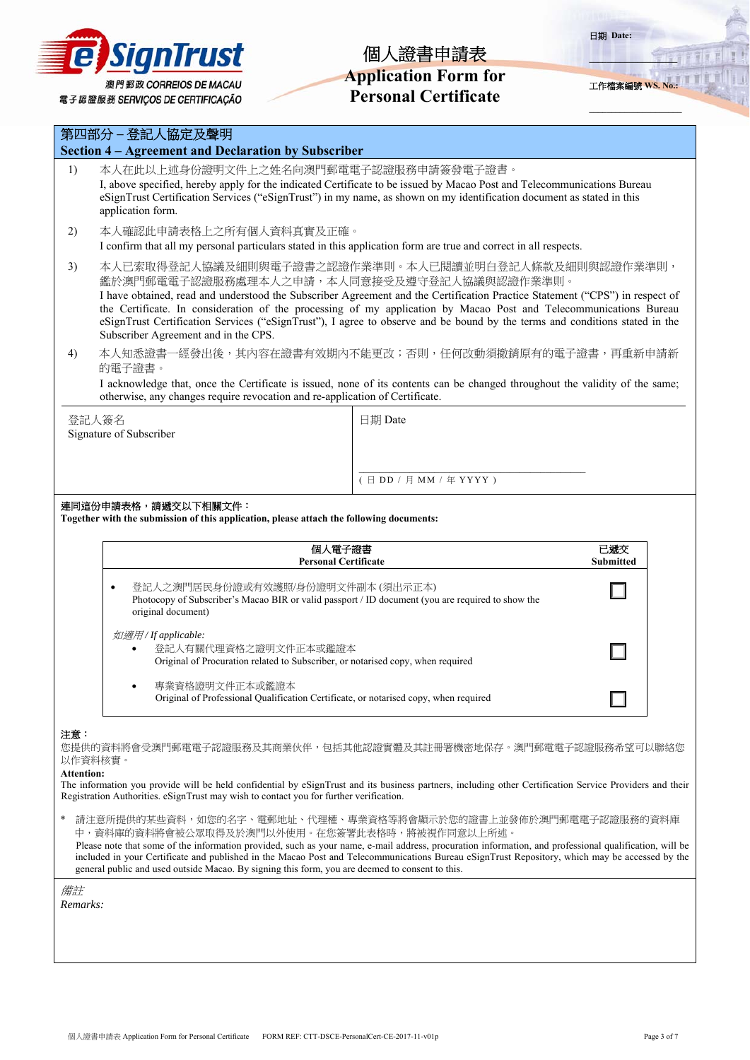eSignTrust
澳門郵政 CORREIOS DE MACAU
電子認證服務 SERVIÇOS DE CERTIFICAÇÃO

# 個人證書申請表
# Application Form for Personal Certificate

日期 Date: ____________

工作檔案編號 WS. No.: ____________

## 第四部分 – 登記人協定及聲明
## Section 4 – Agreement and Declaration by Subscriber

1) 本人在此以上述身份證明文件上之姓名向澳門郵電電子認證服務申請簽發電子證書。
I, above specified, hereby apply for the indicated Certificate to be issued by Macao Post and Telecommunications Bureau eSignTrust Certification Services ("eSignTrust") in my name, as shown on my identification document as stated in this application form.

2) 本人確認此申請表格上之所有個人資料真實及正確。
I confirm that all my personal particulars stated in this application form are true and correct in all respects.

3) 本人已索取得登記人協議及細則與電子證書之認證作業準則。本人已閱讀並明白登記人條款及細則與認證作業準則，鑑於澳門郵電電子認證服務處理本人之申請，本人同意接受及遵守登記人協議與認證作業準則。
I have obtained, read and understood the Subscriber Agreement and the Certification Practice Statement ("CPS") in respect of the Certificate. In consideration of the processing of my application by Macao Post and Telecommunications Bureau eSignTrust Certification Services ("eSignTrust"), I agree to observe and be bound by the terms and conditions stated in the Subscriber Agreement and in the CPS.

4) 本人知悉證書一經發出後，其內容在證書有效期內不能更改；否則，任何改動須撤銷原有的電子證書，再重新申請新的電子證書。
I acknowledge that, once the Certificate is issued, none of its contents can be changed throughout the validity of the same; otherwise, any changes require revocation and re-application of Certificate.

| 登記人簽名<br>Signature of Subscriber | 日期 Date<br><br>____________________<br>( 日 DD / 月 MM / 年 YYYY ) |
|---|---|

**連同這份申請表格，請遞交以下相關文件：**
**Together with the submission of this application, please attach the following documents:**

| 個人電子證書<br>**Personal Certificate** | 已遞交<br>**Submitted** |
|---|---|
| • 登記人之澳門居民身份證或有效護照/身份證明文件副本 (須出示正本)<br>Photocopy of Subscriber's Macao BIR or valid passport / ID document (you are required to show the original document) | ☐ |
| *如適用 / If applicable:*<br>• 登記人有關代理資格之證明文件正本或鑑證本<br>Original of Procuration related to Subscriber, or notarised copy, when required | ☐ |
| • 專業資格證明文件正本或鑑證本<br>Original of Professional Qualification Certificate, or notarised copy, when required | ☐ |

**注意：**
您提供的資料將會受澳門郵電電子認證服務及其商業伙伴，包括其他認證實體及其註冊署機密地保存。澳門郵電電子認證服務希望可以聯絡您以作資料核實。

**Attention:**
The information you provide will be held confidential by eSignTrust and its business partners, including other Certification Service Providers and their Registration Authorities. eSignTrust may wish to contact you for further verification.

\* 請注意所提供的某些資料，如您的名字、電郵地址、代理權、專業資格等將會顯示於您的證書上並發佈於澳門郵電電子認證服務的資料庫中，資料庫的資料將會被公眾取得及於澳門以外使用。在您簽署此表格時，將被視作同意以上所述。
Please note that some of the information provided, such as your name, e-mail address, procuration information, and professional qualification, will be included in your Certificate and published in the Macao Post and Telecommunications Bureau eSignTrust Repository, which may be accessed by the general public and used outside Macao. By signing this form, you are deemed to consent to this.

*備註*
*Remarks:*

個人證書申請表 Application Form for Personal Certificate FORM REF: CTT-DSCE-PersonalCert-CE-2017-11-v01p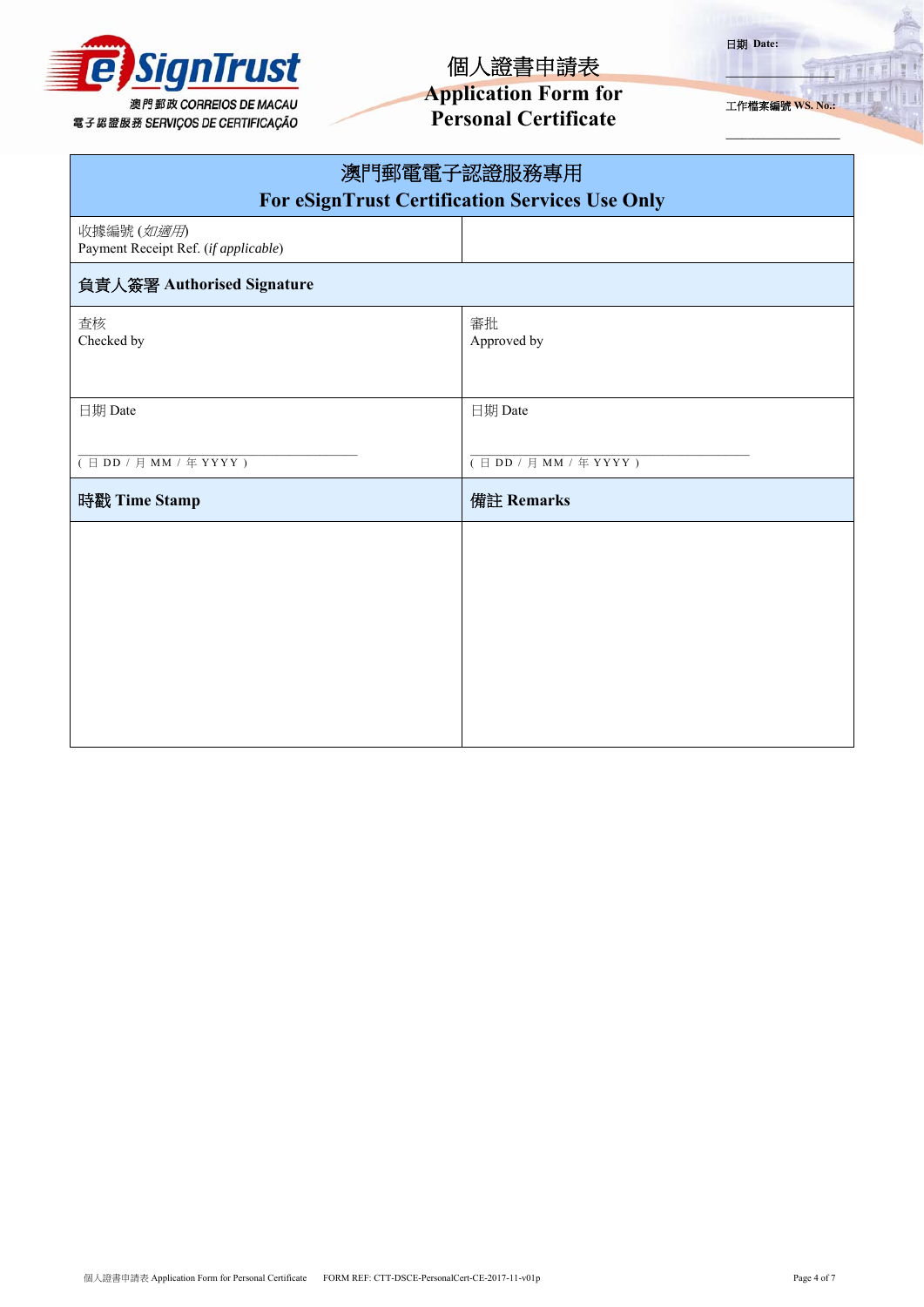個人證書申請表
**Application Form for Personal Certificate**

日期 **Date:** ________________

工作檔案編號 **WS. No.:** ________________

| 澳門郵電電子認證服務專用<br>**For eSignTrust Certification Services Use Only** | |
|---|---|
| 收據編號 (*如適用*)<br>Payment Receipt Ref. (*if applicable*) | |
| **負責人簽署 Authorised Signature** | |
| 查核<br>Checked by | 審批<br>Approved by |
| 日期 Date<br><br>________________________<br>( 日 DD / 月 MM / 年 YYYY ) | 日期 Date<br><br>________________________<br>( 日 DD / 月 MM / 年 YYYY ) |
| **時戳 Time Stamp** | **備註 Remarks** |
| | |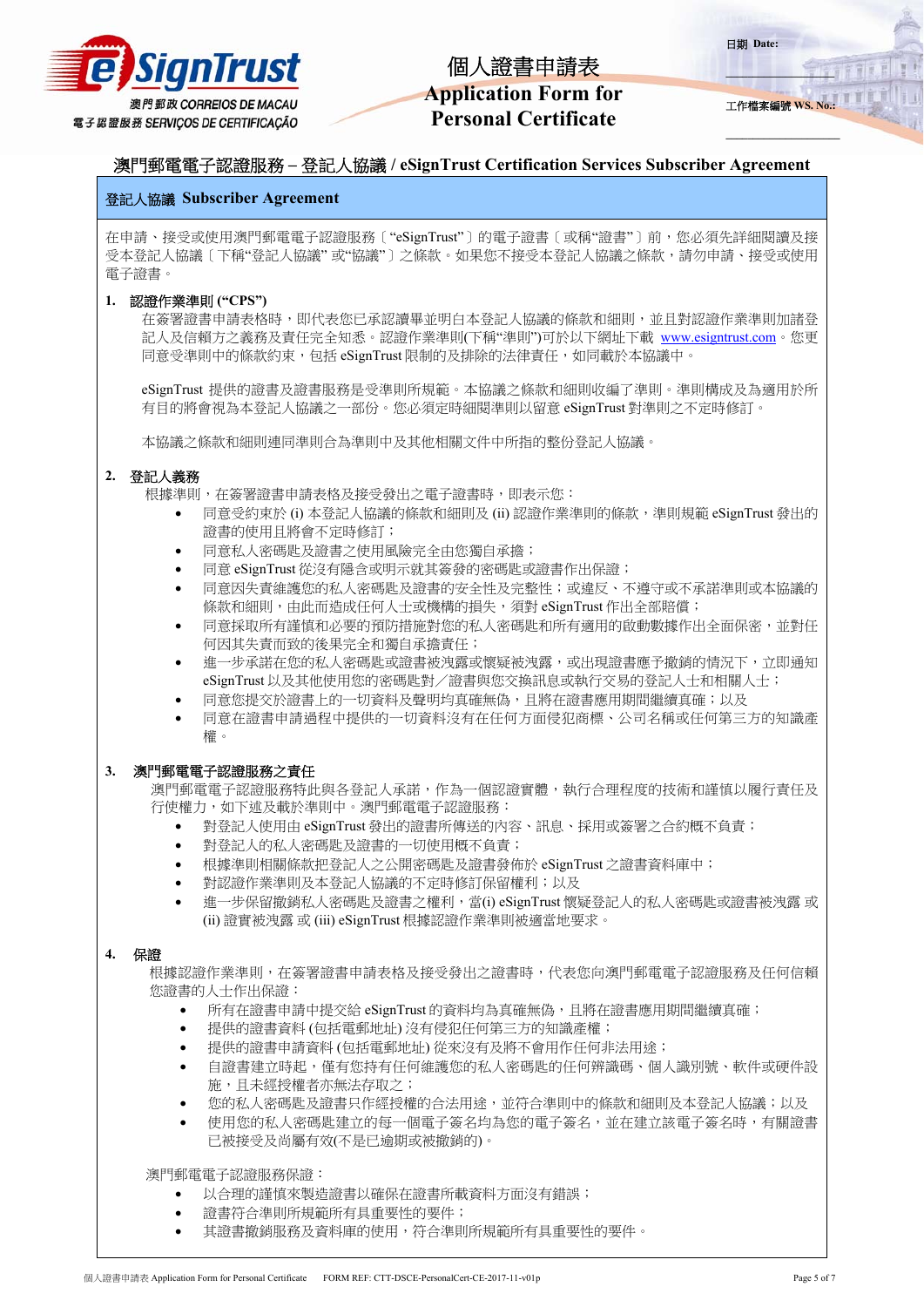eSignTrust
澳門郵政 CORREIOS DE MACAU
電子認證服務 SERVIÇOS DE CERTIFICAÇÃO

# 個人證書申請表
# Application Form for Personal Certificate

日期 Date: ____________

工作檔案編號 WS. No.: ____________

## 澳門郵電電子認證服務 – 登記人協議 / eSignTrust Certification Services Subscriber Agreement

### 登記人協議 Subscriber Agreement

在申請、接受或使用澳門郵電電子認證服務〔"eSignTrust"〕的電子證書〔或稱"證書"〕前，您必須先詳細閱讀及接受本登記人協議〔下稱"登記人協議" 或"協議"〕之條款。如果您不接受本登記人協議之條款，請勿申請、接受或使用電子證書。

**1. 認證作業準則 ("CPS")**

在簽署證書申請表格時，即代表您已承認讀畢並明白本登記人協議的條款和細則，並且對認證作業準則加諸登記人及信賴方之義務及責任完全知悉。認證作業準則(下稱"準則")可於以下網址下載 www.esigntrust.com。您更同意受準則中的條款約束，包括 eSignTrust 限制的及排除的法律責任，如同載於本協議中。

eSignTrust 提供的證書及證書服務是受準則所規範。本協議之條款和細則收編了準則。準則構成及為適用於所有目的將會視為本登記人協議之一部份。您必須定時細閱準則以留意 eSignTrust 對準則之不定時修訂。

本協議之條款和細則連同準則合為準則中及其他相關文件中所指的整份登記人協議。

**2. 登記人義務**

根據準則，在簽署證書申請表格及接受發出之電子證書時，即表示您：

- 同意受約束於 (i) 本登記人協議的條款和細則及 (ii) 認證作業準則的條款，準則規範 eSignTrust 發出的證書的使用且將會不定時修訂；
- 同意私人密碼匙及證書之使用風險完全由您獨自承擔；
- 同意 eSignTrust 從沒有隱含或明示就其簽發的密碼匙或證書作出保證；
- 同意因失責維護您的私人密碼匙及證書的安全性及完整性；或違反、不遵守或不秉持準則或本協議的條款和細則，由此而造成任何人士或機構的損失，須對 eSignTrust 作出全部賠償；
- 同意採取所有謹慎和必要的預防措施對您的私人密碼匙和所有適用的啟動數據作出全面保密，並對任何因其失責而致的後果完全和獨自承擔責任；
- 進一步承諾在您的私人密碼匙或證書被洩露或懷疑被洩露，或出現證書應予撤銷的情況下，立即通知 eSignTrust 以及其他使用您的密碼匙對／證書與您交換訊息或執行交易的登記人士和相關人士；
- 同意您提交於證書上的一切資料及聲明均真確無偽，且將在證書應用期間繼續真確；以及
- 同意在證書申請過程中提供的一切資料沒有在任何方面侵犯商標、公司名稱或任何第三方的知識產權。

**3. 澳門郵電電子認證服務之責任**

澳門郵電電子認證服務特此與各登記人承諾，作為一個認證實體，執行合理程度的技術和謹慎以履行責任及行使權力，如下述及載於準則中。澳門郵電電子認證服務：

- 對登記人使用由 eSignTrust 發出的證書所傳送的內容、訊息、採用或簽署之合約概不負責；
- 對登記人的私人密碼匙及證書的一切使用概不負責；
- 根據準則相關條款把登記人之公開密碼匙及證書發佈於 eSignTrust 之證書資料庫中；
- 對認證作業準則及本登記人協議的不定時修訂保留權利；以及
- 進一步保留撤銷私人密碼匙及證書之權利，當(i) eSignTrust 懷疑登記人的私人密碼匙或證書被洩露 或 (ii) 證實被洩露 或 (iii) eSignTrust 根據認證作業準則被適當地要求。

**4. 保證**

根據認證作業準則，在簽署證書申請表格及接受發出之證書時，代表您向澳門郵電電子認證服務及任何信賴您證書的人士作出保證：

- 所有在證書申請中提交給 eSignTrust 的資料均為真確無偽，且將在證書應用期間繼續真確；
- 提供的證書資料 (包括電郵地址) 沒有侵犯任何第三方的知識產權；
- 提供的證書申請資料 (包括電郵地址) 從來沒有及將不會用作任何非法用途；
- 自證書建立時起，僅有您持有任何維護您的私人密碼匙的任何辨識碼、個人識別號、軟件或硬件設施，且未經授權者亦無法存取之；
- 您的私人密碼匙及證書只作經授權的合法用途，並符合準則中的條款和細則及本登記人協議；以及
- 使用您的私人密碼匙建立的每一個電子簽名均為您的電子簽名，並在建立該電子簽名時，有關證書已被接受及尚屬有效(不是已逾期或被撤銷的)。

澳門郵電電子認證服務保證：

- 以合理的謹慎來製造證書以確保在證書所載資料方面沒有錯誤；
- 證書符合準則所規範所有具重要性的要件；
- 其證書撤銷服務及資料庫的使用，符合準則所規範所有具重要性的要件。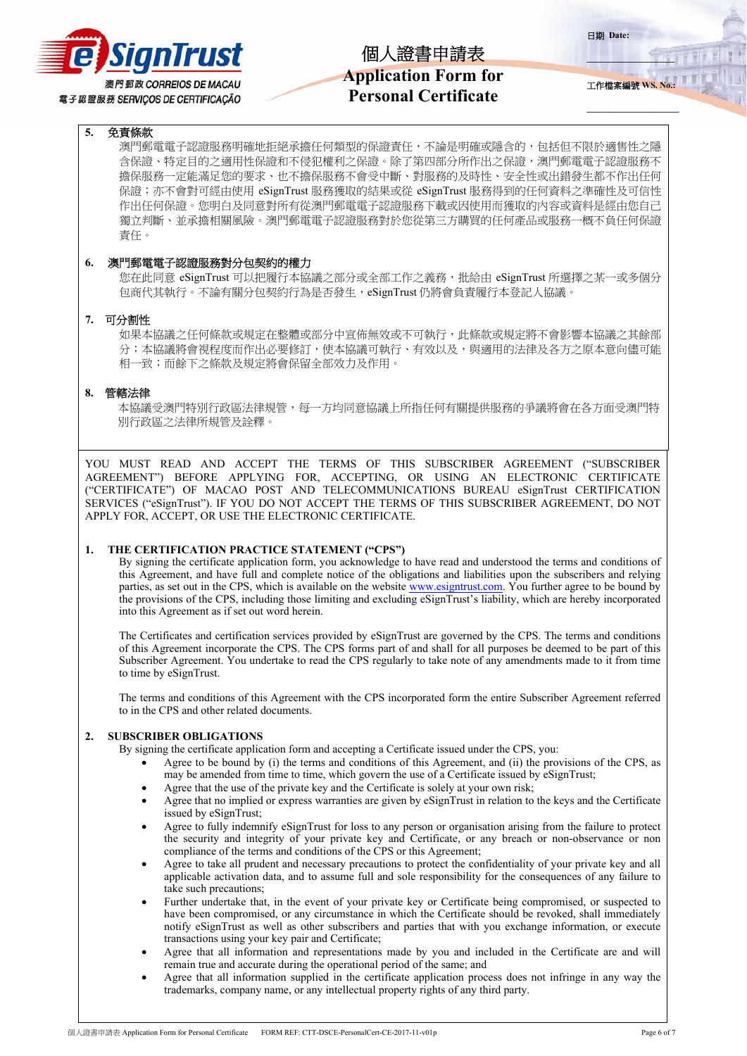**5. 免責條款**

澳門郵電電子認證服務明確地拒絕承擔任何類型的保證責任，不論是明確或隱含的，包括但不限於適售性之隱含保證、特定目的之適用性保證和不侵犯權利之保證。除了第四部分所作出之保證，澳門郵電電子認證服務不擔保服務一定能滿足您的要求、也不擔保服務不會受中斷、對服務的及時性、安全性或出錯發生都不作出任何保證；亦不會對可經由使用 eSignTrust 服務獲取的結果或從 eSignTrust 服務得到的任何資料之準確性及可信性作出任何保證。您明白及同意對所有從澳門郵電電子認證服務下載或因使用而獲取的內容或資料是經由您自己獨立判斷、並承擔相關風險。澳門郵電電子認證服務對於您從第三方購買的任何產品或服務一概不負任何保證責任。

**6. 澳門郵電電子認證服務對分包契約的權力**

您在此同意 eSignTrust 可以把履行本協議之部分或全部工作之義務，批給由 eSignTrust 所選擇之某一或多個分包商代其執行。不論有關分包契約行為是否發生，eSignTrust 仍將會負責履行本登記人協議。

**7. 可分割性**

如果本協議之任何條款或規定在整體或部分中宣佈無效或不可執行，此條款或規定將不會影響本協議之其餘部分；本協議將會視程度而作出必要修訂，使本協議可執行、有效以及，與適用的法律及各方之原本意向儘可能相一致；而餘下之條款及規定將會保留全部效力及作用。

**8. 管轄法律**

本協議受澳門特別行政區法律規管，每一方均同意協議上所指任何有關提供服務的爭議將會在各方面受澳門特別行政區之法律所規管及詮釋。

---

YOU MUST READ AND ACCEPT THE TERMS OF THIS SUBSCRIBER AGREEMENT ("SUBSCRIBER AGREEMENT") BEFORE APPLYING FOR, ACCEPTING, OR USING AN ELECTRONIC CERTIFICATE ("CERTIFICATE") OF MACAO POST AND TELECOMMUNICATIONS BUREAU eSignTrust CERTIFICATION SERVICES ("eSignTrust"). IF YOU DO NOT ACCEPT THE TERMS OF THIS SUBSCRIBER AGREEMENT, DO NOT APPLY FOR, ACCEPT, OR USE THE ELECTRONIC CERTIFICATE.

**1. THE CERTIFICATION PRACTICE STATEMENT ("CPS")**

By signing the certificate application form, you acknowledge to have read and understood the terms and conditions of this Agreement, and have full and complete notice of the obligations and liabilities upon the subscribers and relying parties, as set out in the CPS, which is available on the website www.esigntrust.com. You further agree to be bound by the provisions of the CPS, including those limiting and excluding eSignTrust's liability, which are hereby incorporated into this Agreement as if set out word herein.

The Certificates and certification services provided by eSignTrust are governed by the CPS. The terms and conditions of this Agreement incorporate the CPS. The CPS forms part of and shall for all purposes be deemed to be part of this Subscriber Agreement. You undertake to read the CPS regularly to take note of any amendments made to it from time to time by eSignTrust.

The terms and conditions of this Agreement with the CPS incorporated form the entire Subscriber Agreement referred to in the CPS and other related documents.

**2. SUBSCRIBER OBLIGATIONS**

By signing the certificate application form and accepting a Certificate issued under the CPS, you:

- Agree to be bound by (i) the terms and conditions of this Agreement, and (ii) the provisions of the CPS, as may be amended from time to time, which govern the use of a Certificate issued by eSignTrust;
- Agree that the use of the private key and the Certificate is solely at your own risk;
- Agree that no implied or express warranties are given by eSignTrust in relation to the keys and the Certificate issued by eSignTrust;
- Agree to fully indemnify eSignTrust for loss to any person or organisation arising from the failure to protect the security and integrity of your private key and Certificate, or any breach or non-observance or non compliance of the terms and conditions of the CPS or this Agreement;
- Agree to take all prudent and necessary precautions to protect the confidentiality of your private key and all applicable activation data, and to assume full and sole responsibility for the consequences of any failure to take such precautions;
- Further undertake that, in the event of your private key or Certificate being compromised, or suspected to have been compromised, or any circumstance in which the Certificate should be revoked, shall immediately notify eSignTrust as well as other subscribers and parties that with you exchange information, or execute transactions using your key pair and Certificate;
- Agree that all information and representations made by you and included in the Certificate are and will remain true and accurate during the operational period of the same; and
- Agree that all information supplied in the certificate application process does not infringe in any way the trademarks, company name, or any intellectual property rights of any third party.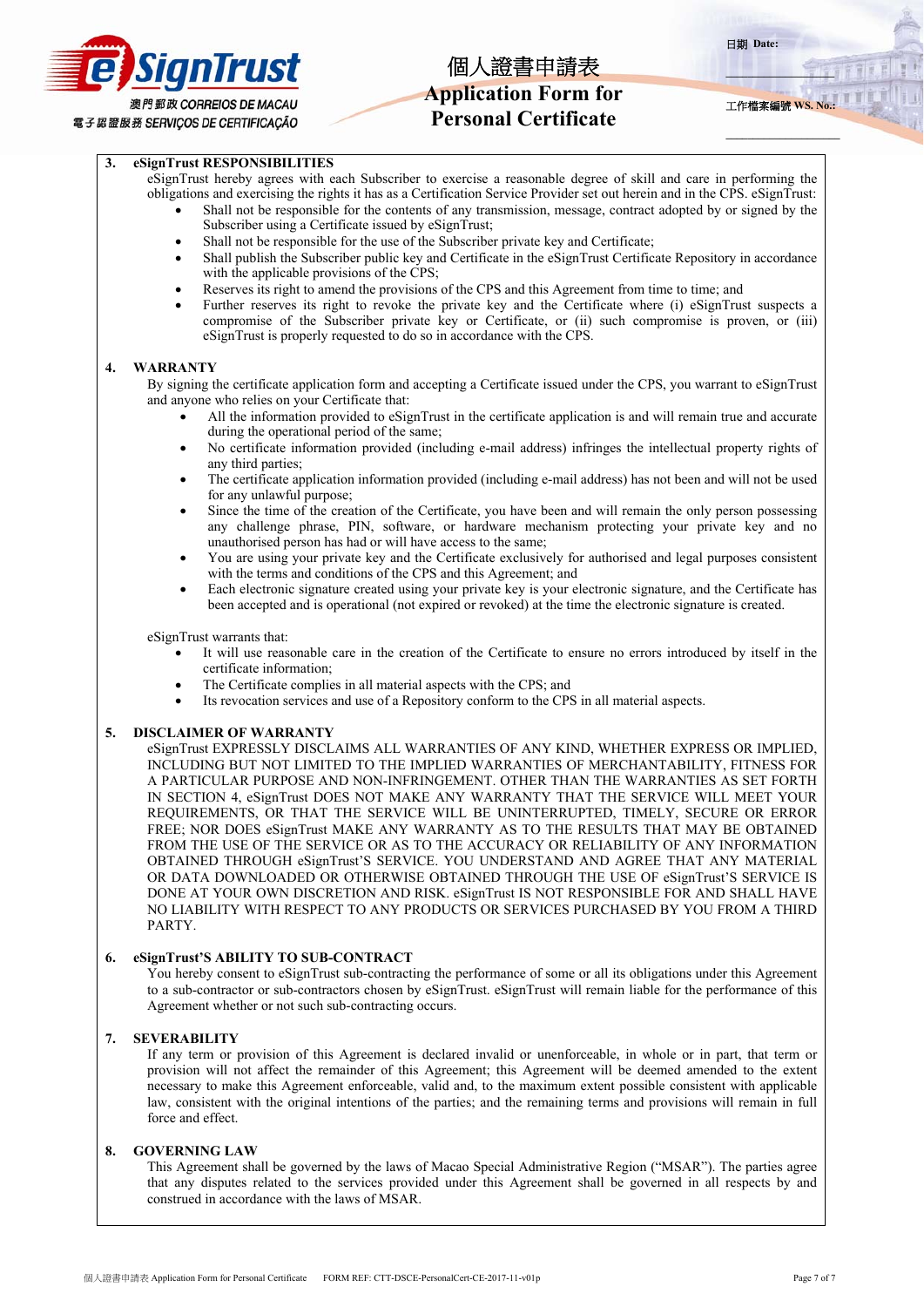# 個人證書申請表
# Application Form for Personal Certificate

日期 Date: ______________

工作檔案編號 WS. No.: ______________

## 3. eSignTrust RESPONSIBILITIES

eSignTrust hereby agrees with each Subscriber to exercise a reasonable degree of skill and care in performing the obligations and exercising the rights it has as a Certification Service Provider set out herein and in the CPS. eSignTrust:

- Shall not be responsible for the contents of any transmission, message, contract adopted by or signed by the Subscriber using a Certificate issued by eSignTrust;
- Shall not be responsible for the use of the Subscriber private key and Certificate;
- Shall publish the Subscriber public key and Certificate in the eSignTrust Certificate Repository in accordance with the applicable provisions of the CPS;
- Reserves its right to amend the provisions of the CPS and this Agreement from time to time; and
- Further reserves its right to revoke the private key and the Certificate where (i) eSignTrust suspects a compromise of the Subscriber private key or Certificate, or (ii) such compromise is proven, or (iii) eSignTrust is properly requested to do so in accordance with the CPS.

## 4. WARRANTY

By signing the certificate application form and accepting a Certificate issued under the CPS, you warrant to eSignTrust and anyone who relies on your Certificate that:

- All the information provided to eSignTrust in the certificate application is and will remain true and accurate during the operational period of the same;
- No certificate information provided (including e-mail address) infringes the intellectual property rights of any third parties;
- The certificate application information provided (including e-mail address) has not been and will not be used for any unlawful purpose;
- Since the time of the creation of the Certificate, you have been and will remain the only person possessing any challenge phrase, PIN, software, or hardware mechanism protecting your private key and no unauthorised person has had or will have access to the same;
- You are using your private key and the Certificate exclusively for authorised and legal purposes consistent with the terms and conditions of the CPS and this Agreement; and
- Each electronic signature created using your private key is your electronic signature, and the Certificate has been accepted and is operational (not expired or revoked) at the time the electronic signature is created.

eSignTrust warrants that:

- It will use reasonable care in the creation of the Certificate to ensure no errors introduced by itself in the certificate information;
- The Certificate complies in all material aspects with the CPS; and
- Its revocation services and use of a Repository conform to the CPS in all material aspects.

## 5. DISCLAIMER OF WARRANTY

eSignTrust EXPRESSLY DISCLAIMS ALL WARRANTIES OF ANY KIND, WHETHER EXPRESS OR IMPLIED, INCLUDING BUT NOT LIMITED TO THE IMPLIED WARRANTIES OF MERCHANTABILITY, FITNESS FOR A PARTICULAR PURPOSE AND NON-INFRINGEMENT. OTHER THAN THE WARRANTIES AS SET FORTH IN SECTION 4, eSignTrust DOES NOT MAKE ANY WARRANTY THAT THE SERVICE WILL MEET YOUR REQUIREMENTS, OR THAT THE SERVICE WILL BE UNINTERRUPTED, TIMELY, SECURE OR ERROR FREE; NOR DOES eSignTrust MAKE ANY WARRANTY AS TO THE RESULTS THAT MAY BE OBTAINED FROM THE USE OF THE SERVICE OR AS TO THE ACCURACY OR RELIABILITY OF ANY INFORMATION OBTAINED THROUGH eSignTrust'S SERVICE. YOU UNDERSTAND AND AGREE THAT ANY MATERIAL OR DATA DOWNLOADED OR OTHERWISE OBTAINED THROUGH THE USE OF eSignTrust'S SERVICE IS DONE AT YOUR OWN DISCRETION AND RISK. eSignTrust IS NOT RESPONSIBLE FOR AND SHALL HAVE NO LIABILITY WITH RESPECT TO ANY PRODUCTS OR SERVICES PURCHASED BY YOU FROM A THIRD PARTY.

## 6. eSignTrust'S ABILITY TO SUB-CONTRACT

You hereby consent to eSignTrust sub-contracting the performance of some or all its obligations under this Agreement to a sub-contractor or sub-contractors chosen by eSignTrust. eSignTrust will remain liable for the performance of this Agreement whether or not such sub-contracting occurs.

## 7. SEVERABILITY

If any term or provision of this Agreement is declared invalid or unenforceable, in whole or in part, that term or provision will not affect the remainder of this Agreement; this Agreement will be deemed amended to the extent necessary to make this Agreement enforceable, valid and, to the maximum extent possible consistent with applicable law, consistent with the original intentions of the parties; and the remaining terms and provisions will remain in full force and effect.

## 8. GOVERNING LAW

This Agreement shall be governed by the laws of Macao Special Administrative Region ("MSAR"). The parties agree that any disputes related to the services provided under this Agreement shall be governed in all respects by and construed in accordance with the laws of MSAR.